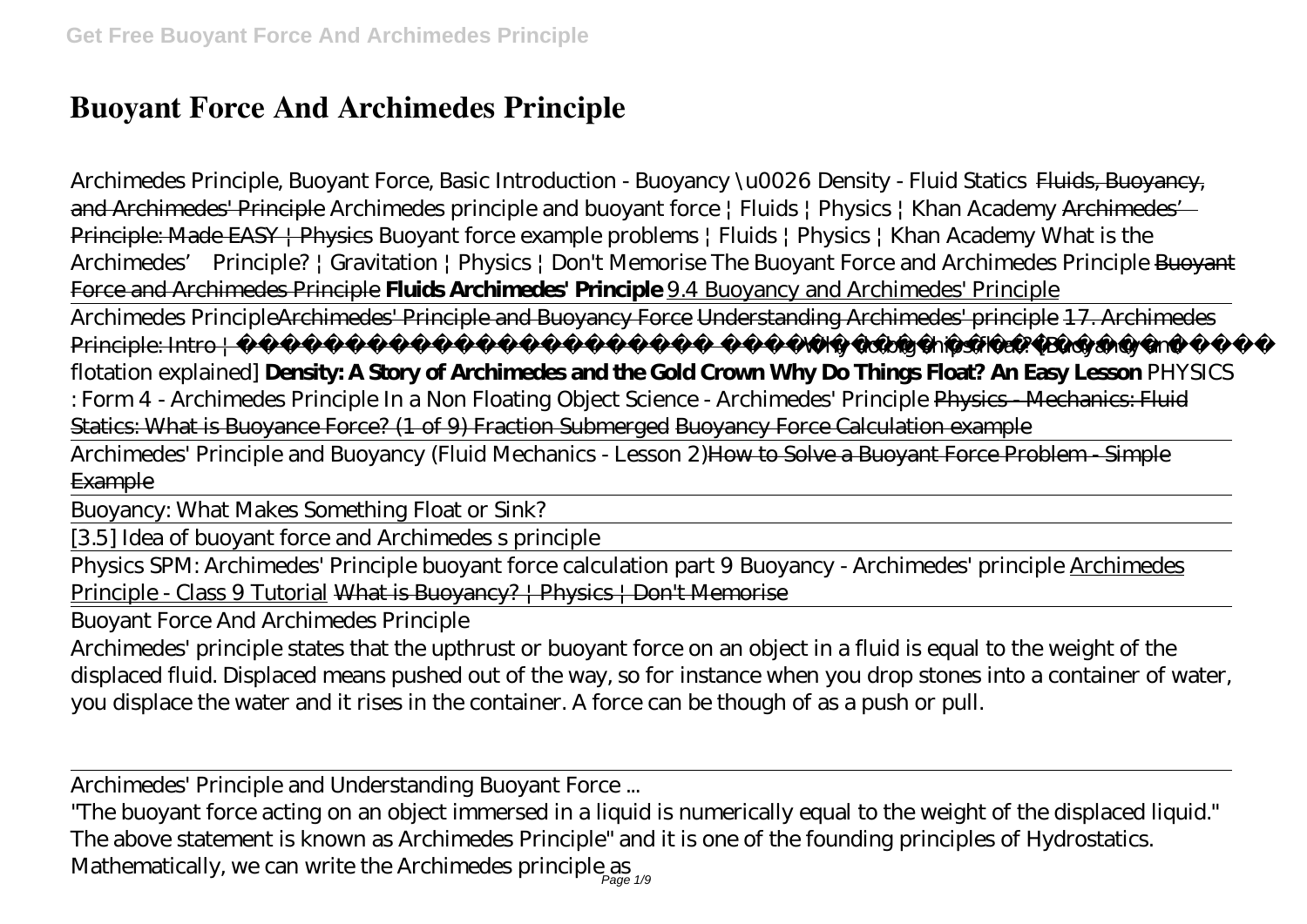# Buoyant Force And Archimedes Principle

*Archimedes Principle, Buoyant Force, Basic Introduction - Buoyancy \u0026 Density - Fluid Statics* ~~Fluids, Buoyancy, and Archimedes' Principle~~ *Archimedes principle and buoyant force | Fluids | Physics | Khan Academy* ~~Archimedes' Principle: Made EASY | Physics~~ *Buoyant force example problems | Fluids | Physics | Khan Academy* *What is the Archimedes' Principle? | Gravitation | Physics | Don't Memorise* *The Buoyant Force and Archimedes Principle* ~~Buoyant Force and Archimedes Principle~~ **Fluids Archimedes' Principle** 9.4 Buoyancy and Archimedes' Principle

Archimedes Principle ~~Archimedes' Principle and Buoyancy Force~~ ~~Understanding Archimedes' principle~~ ~~17. Archimedes Principle: Intro |~~ *Why do big ships float? [Buoyancy and flotation explained]* **Density: A Story of Archimedes and the Gold Crown** **Why Do Things Float? An Easy Lesson** *PHYSICS : Form 4 - Archimedes Principle In a Non Floating Object* *Science - Archimedes' Principle* ~~Physics - Mechanics: Fluid Statics: What is Buoyance Force? (1 of 9) Fraction Submerged~~ ~~Buoyancy Force Calculation example~~

Archimedes' Principle and Buoyancy (Fluid Mechanics - Lesson 2) ~~How to Solve a Buoyant Force Problem - Simple Example~~

Buoyancy: What Makes Something Float or Sink?

[3.5] Idea of buoyant force and Archimedes s principle

Physics SPM: Archimedes' Principle buoyant force calculation part 9 *Buoyancy - Archimedes' principle* Archimedes Principle - Class 9 Tutorial ~~What is Buoyancy? | Physics | Don't Memorise~~

Buoyant Force And Archimedes Principle

Archimedes' principle states that the upthrust or buoyant force on an object in a fluid is equal to the weight of the displaced fluid. Displaced means pushed out of the way, so for instance when you drop stones into a container of water, you displace the water and it rises in the container. A force can be though of as a push or pull.

Archimedes' Principle and Understanding Buoyant Force ...

"The buoyant force acting on an object immersed in a liquid is numerically equal to the weight of the displaced liquid." The above statement is known as Archimedes Principle" and it is one of the founding principles of Hydrostatics. Mathematically, we can write the Archimedes principle as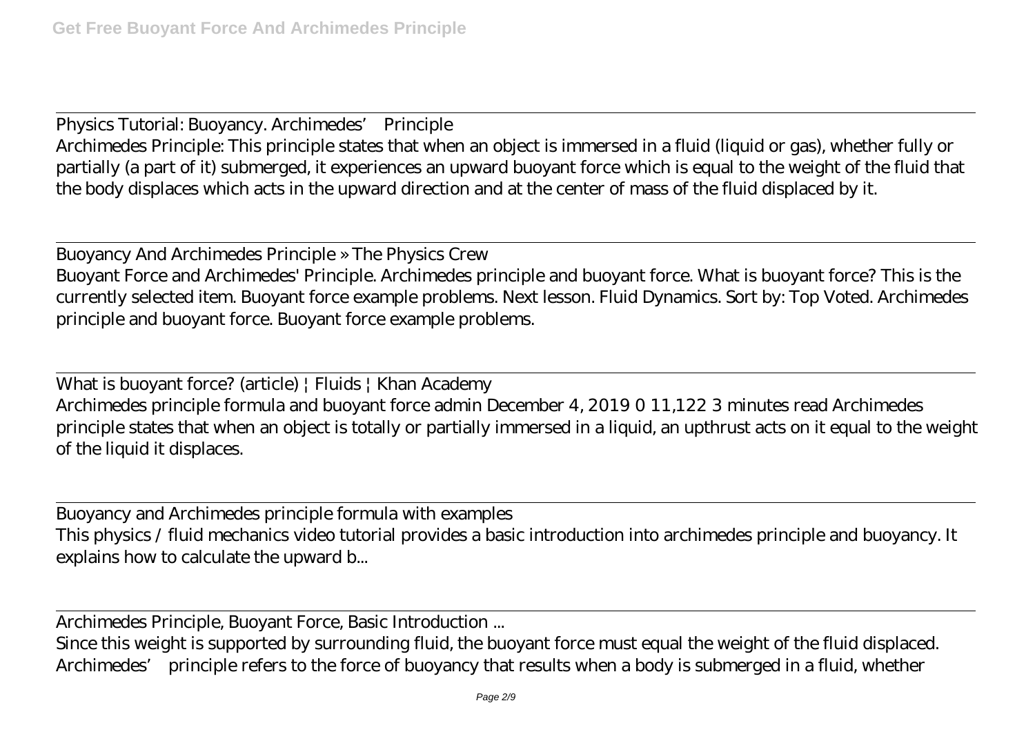Physics Tutorial: Buoyancy. Archimedes' Principle
Archimedes Principle: This principle states that when an object is immersed in a fluid (liquid or gas), whether fully or partially (a part of it) submerged, it experiences an upward buoyant force which is equal to the weight of the fluid that the body displaces which acts in the upward direction and at the center of mass of the fluid displaced by it.

Buoyancy And Archimedes Principle » The Physics Crew
Buoyant Force and Archimedes' Principle. Archimedes principle and buoyant force. What is buoyant force? This is the currently selected item. Buoyant force example problems. Next lesson. Fluid Dynamics. Sort by: Top Voted. Archimedes principle and buoyant force. Buoyant force example problems.

What is buoyant force? (article) | Fluids | Khan Academy
Archimedes principle formula and buoyant force admin December 4, 2019 0 11,122 3 minutes read Archimedes principle states that when an object is totally or partially immersed in a liquid, an upthrust acts on it equal to the weight of the liquid it displaces.

Buoyancy and Archimedes principle formula with examples
This physics / fluid mechanics video tutorial provides a basic introduction into archimedes principle and buoyancy. It explains how to calculate the upward b...

Archimedes Principle, Buoyant Force, Basic Introduction ...
Since this weight is supported by surrounding fluid, the buoyant force must equal the weight of the fluid displaced. Archimedes' principle refers to the force of buoyancy that results when a body is submerged in a fluid, whether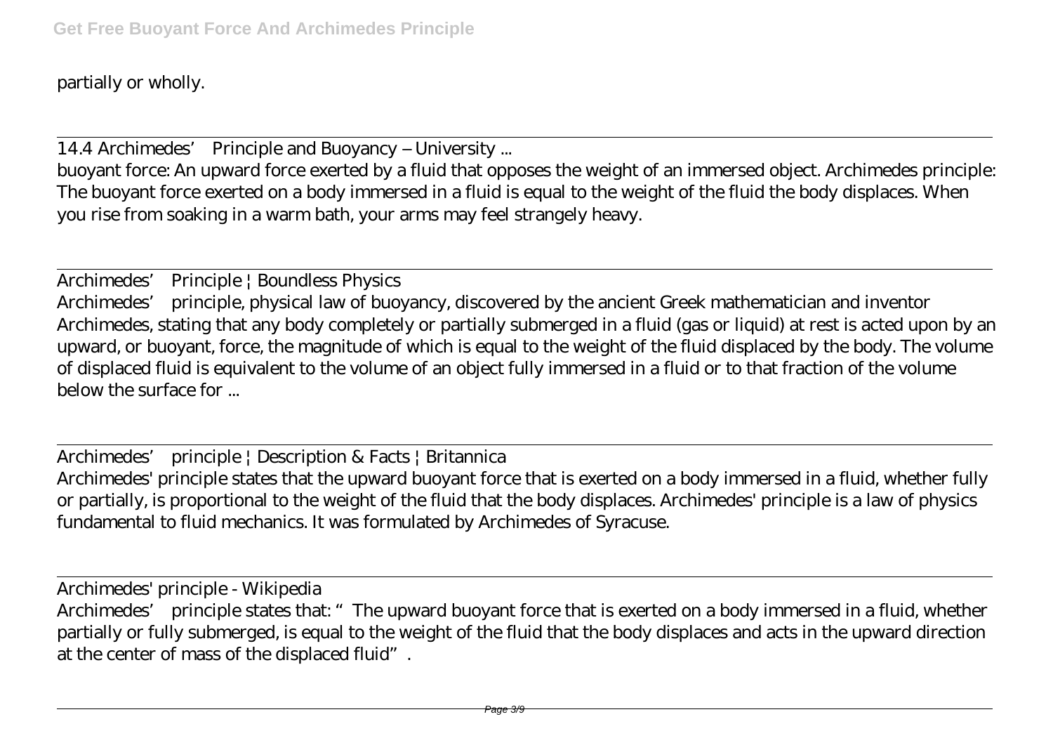partially or wholly.

14.4 Archimedes' Principle and Buoyancy – University ...

buoyant force: An upward force exerted by a fluid that opposes the weight of an immersed object. Archimedes principle: The buoyant force exerted on a body immersed in a fluid is equal to the weight of the fluid the body displaces. When you rise from soaking in a warm bath, your arms may feel strangely heavy.

Archimedes' Principle | Boundless Physics

Archimedes' principle, physical law of buoyancy, discovered by the ancient Greek mathematician and inventor Archimedes, stating that any body completely or partially submerged in a fluid (gas or liquid) at rest is acted upon by an upward, or buoyant, force, the magnitude of which is equal to the weight of the fluid displaced by the body. The volume of displaced fluid is equivalent to the volume of an object fully immersed in a fluid or to that fraction of the volume below the surface for ...

Archimedes' principle | Description & Facts | Britannica

Archimedes' principle states that the upward buoyant force that is exerted on a body immersed in a fluid, whether fully or partially, is proportional to the weight of the fluid that the body displaces. Archimedes' principle is a law of physics fundamental to fluid mechanics. It was formulated by Archimedes of Syracuse.

Archimedes' principle - Wikipedia

Archimedes' principle states that: "The upward buoyant force that is exerted on a body immersed in a fluid, whether partially or fully submerged, is equal to the weight of the fluid that the body displaces and acts in the upward direction at the center of mass of the displaced fluid".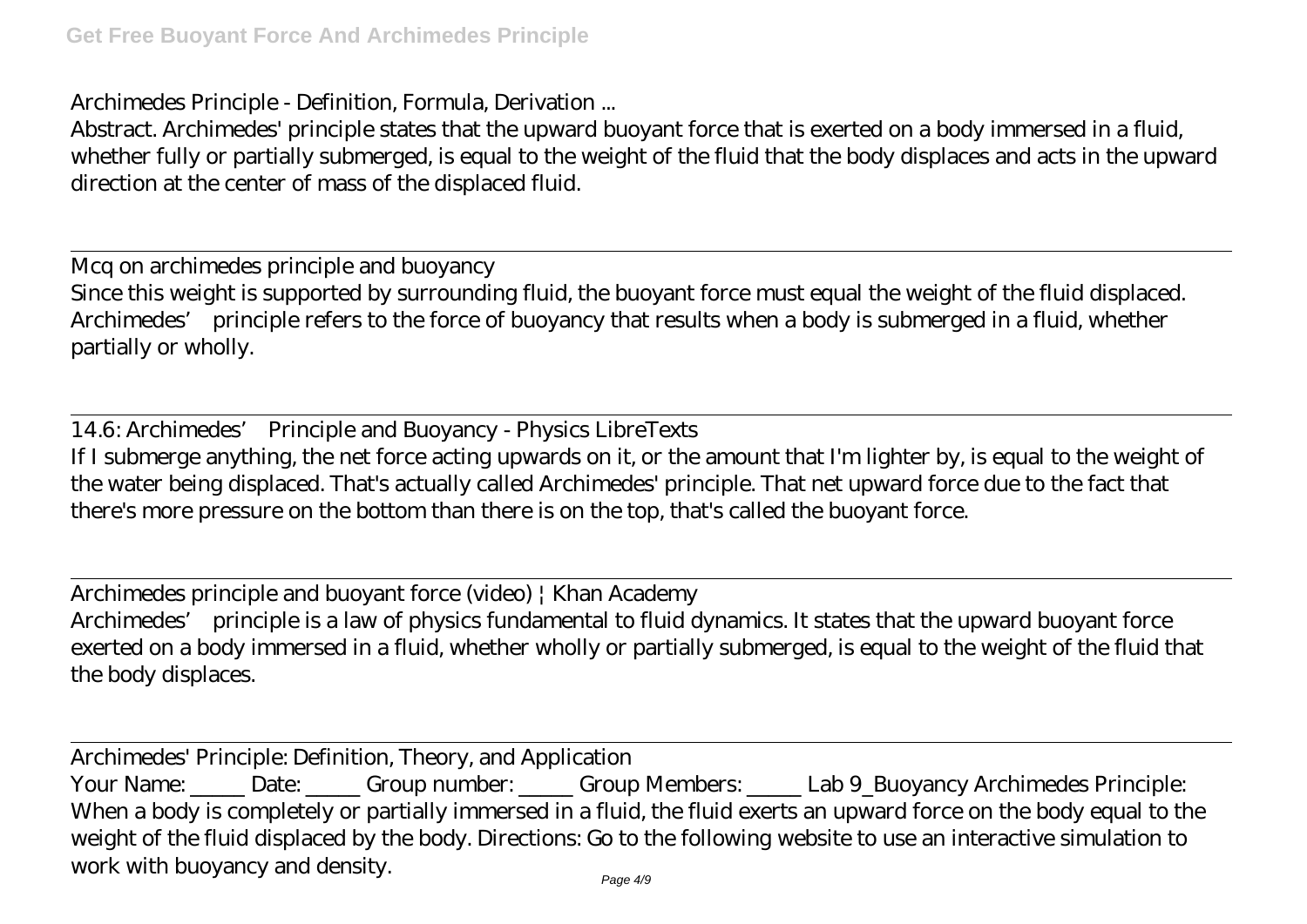Archimedes Principle - Definition, Formula, Derivation ...

Abstract. Archimedes' principle states that the upward buoyant force that is exerted on a body immersed in a fluid, whether fully or partially submerged, is equal to the weight of the fluid that the body displaces and acts in the upward direction at the center of mass of the displaced fluid.

---

Mcq on archimedes principle and buoyancy

Since this weight is supported by surrounding fluid, the buoyant force must equal the weight of the fluid displaced. Archimedes' principle refers to the force of buoyancy that results when a body is submerged in a fluid, whether partially or wholly.

---

14.6: Archimedes' Principle and Buoyancy - Physics LibreTexts

If I submerge anything, the net force acting upwards on it, or the amount that I'm lighter by, is equal to the weight of the water being displaced. That's actually called Archimedes' principle. That net upward force due to the fact that there's more pressure on the bottom than there is on the top, that's called the buoyant force.

---

Archimedes principle and buoyant force (video) | Khan Academy

Archimedes' principle is a law of physics fundamental to fluid dynamics. It states that the upward buoyant force exerted on a body immersed in a fluid, whether wholly or partially submerged, is equal to the weight of the fluid that the body displaces.

---

Archimedes' Principle: Definition, Theory, and Application

Your Name: _____ Date: _____ Group number: _____ Group Members: _____ Lab 9_Buoyancy Archimedes Principle: When a body is completely or partially immersed in a fluid, the fluid exerts an upward force on the body equal to the weight of the fluid displaced by the body. Directions: Go to the following website to use an interactive simulation to work with buoyancy and density.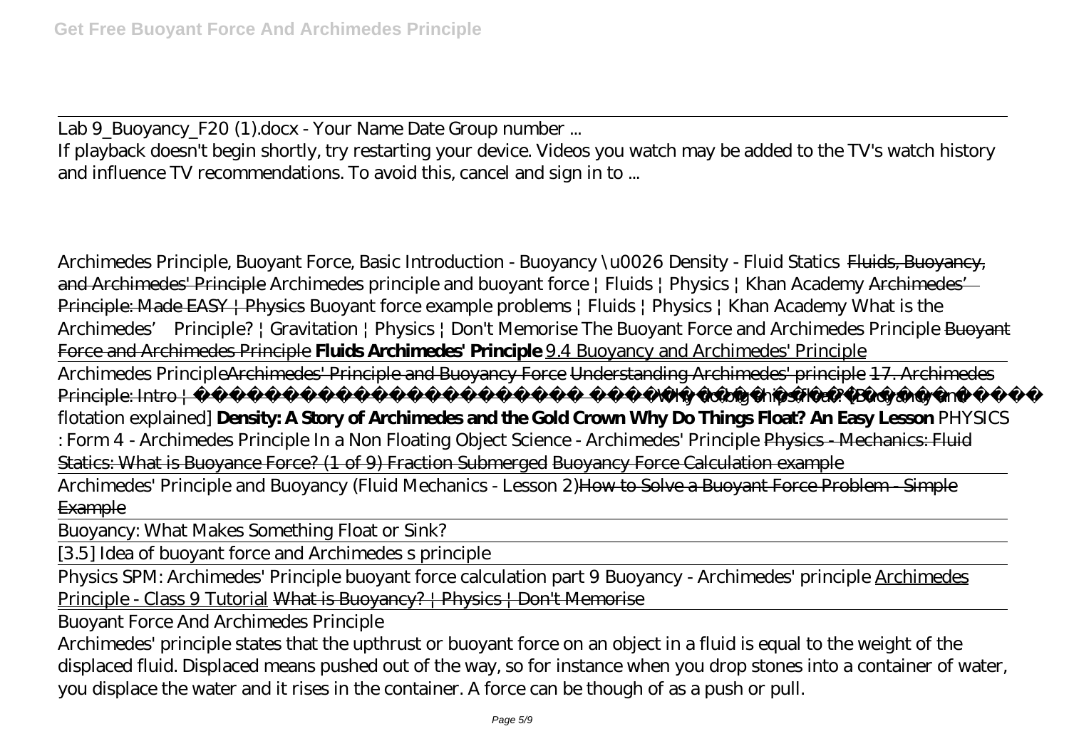Lab 9_Buoyancy_F20 (1).docx - Your Name Date Group number ...

If playback doesn't begin shortly, try restarting your device. Videos you watch may be added to the TV's watch history and influence TV recommendations. To avoid this, cancel and sign in to ...

*Archimedes Principle, Buoyant Force, Basic Introduction - Buoyancy \u0026 Density - Fluid Statics* ~~Fluids, Buoyancy, and Archimedes' Principle~~ *Archimedes principle and buoyant force | Fluids | Physics | Khan Academy* ~~Archimedes' Principle: Made EASY | Physics~~ *Buoyant force example problems | Fluids | Physics | Khan Academy* *What is the Archimedes' Principle? | Gravitation | Physics | Don't Memorise* *The Buoyant Force and Archimedes Principle* ~~Buoyant Force and Archimedes Principle~~ **Fluids Archimedes' Principle** 9.4 Buoyancy and Archimedes' Principle

Archimedes Principle~~Archimedes' Principle and Buoyancy Force~~ ~~Understanding Archimedes' principle~~ ~~17. Archimedes Principle: Intro |~~ *Why do big ships float? [Buoyancy and flotation explained]* **Density: A Story of Archimedes and the Gold Crown** **Why Do Things Float? An Easy Lesson** *PHYSICS : Form 4 - Archimedes Principle In a Non Floating Object* *Science - Archimedes' Principle* ~~Physics - Mechanics: Fluid Statics: What is Buoyance Force? (1 of 9) Fraction Submerged~~ ~~Buoyancy Force Calculation example~~

Archimedes' Principle and Buoyancy (Fluid Mechanics - Lesson 2)~~How to Solve a Buoyant Force Problem - Simple Example~~

Buoyancy: What Makes Something Float or Sink?

[3.5] Idea of buoyant force and Archimedes s principle

Physics SPM: Archimedes' Principle buoyant force calculation part 9 Buoyancy - Archimedes' principle Archimedes Principle - Class 9 Tutorial ~~What is Buoyancy? | Physics | Don't Memorise~~

Buoyant Force And Archimedes Principle

Archimedes' principle states that the upthrust or buoyant force on an object in a fluid is equal to the weight of the displaced fluid. Displaced means pushed out of the way, so for instance when you drop stones into a container of water, you displace the water and it rises in the container. A force can be though of as a push or pull.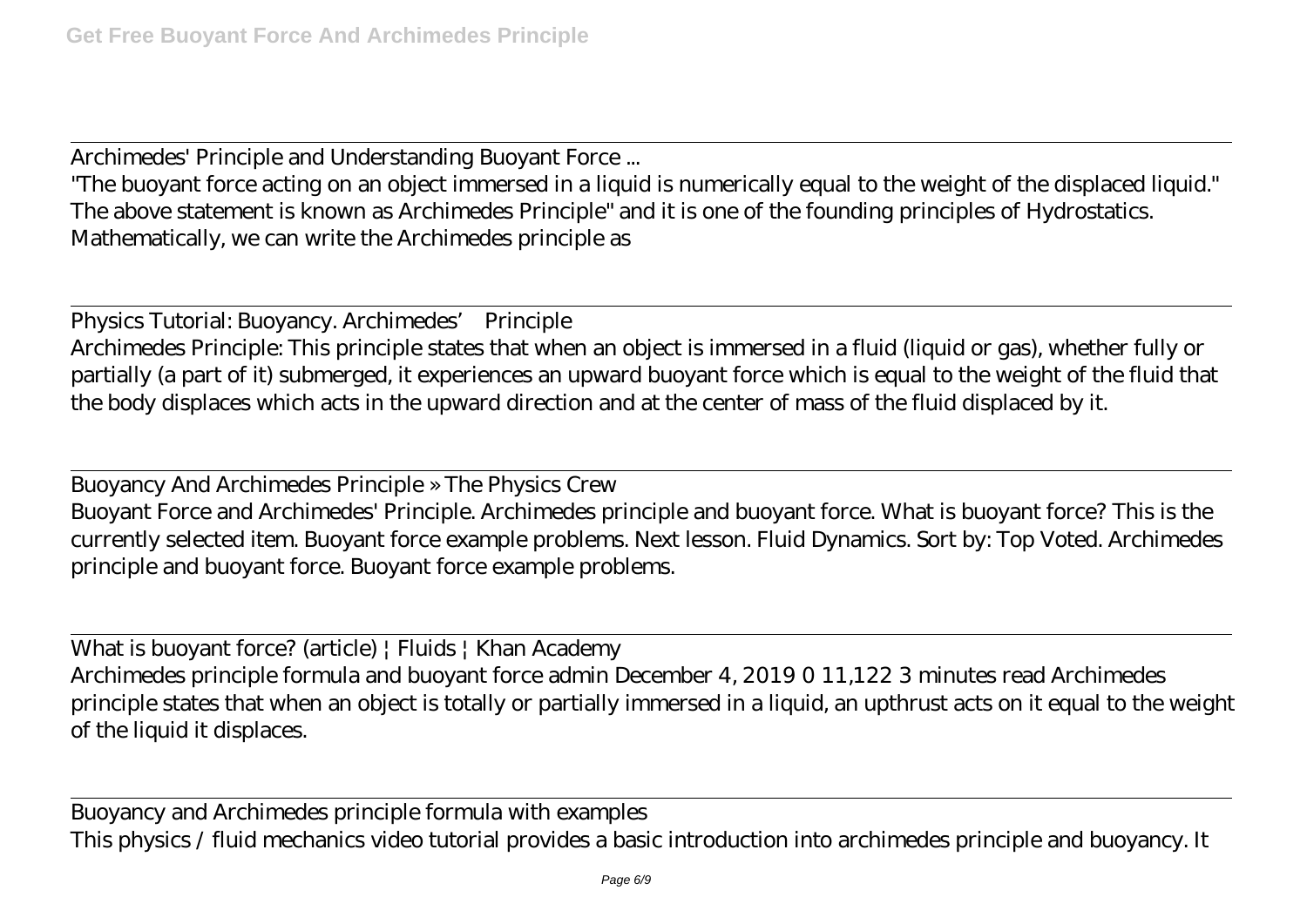Archimedes' Principle and Understanding Buoyant Force ...

"The buoyant force acting on an object immersed in a liquid is numerically equal to the weight of the displaced liquid." The above statement is known as Archimedes Principle" and it is one of the founding principles of Hydrostatics. Mathematically, we can write the Archimedes principle as

Physics Tutorial: Buoyancy. Archimedes' Principle

Archimedes Principle: This principle states that when an object is immersed in a fluid (liquid or gas), whether fully or partially (a part of it) submerged, it experiences an upward buoyant force which is equal to the weight of the fluid that the body displaces which acts in the upward direction and at the center of mass of the fluid displaced by it.

Buoyancy And Archimedes Principle » The Physics Crew

Buoyant Force and Archimedes' Principle. Archimedes principle and buoyant force. What is buoyant force? This is the currently selected item. Buoyant force example problems. Next lesson. Fluid Dynamics. Sort by: Top Voted. Archimedes principle and buoyant force. Buoyant force example problems.

What is buoyant force? (article) | Fluids | Khan Academy

Archimedes principle formula and buoyant force admin December 4, 2019 0 11,122 3 minutes read Archimedes principle states that when an object is totally or partially immersed in a liquid, an upthrust acts on it equal to the weight of the liquid it displaces.

Buoyancy and Archimedes principle formula with examples

This physics / fluid mechanics video tutorial provides a basic introduction into archimedes principle and buoyancy. It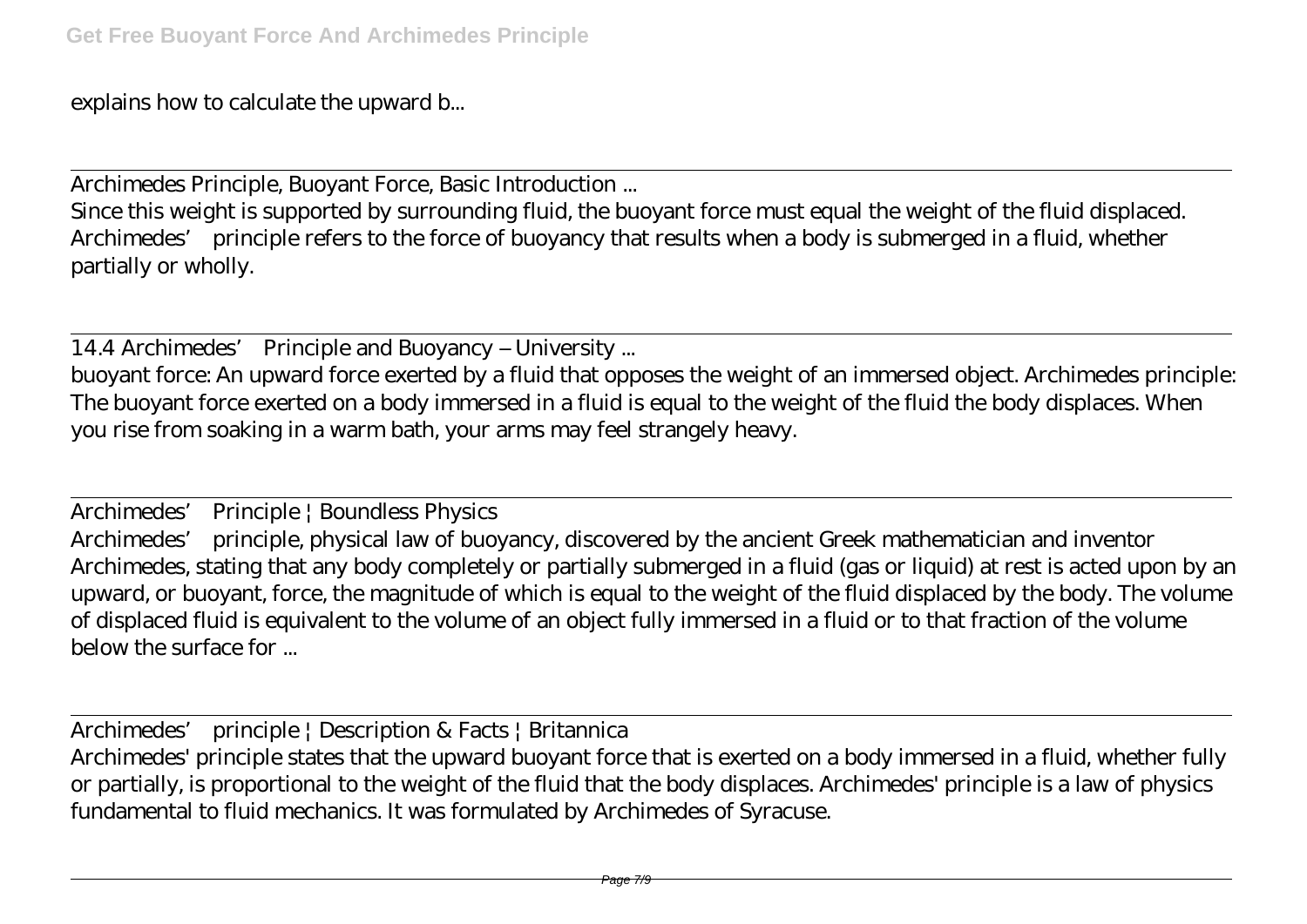explains how to calculate the upward b...

Archimedes Principle, Buoyant Force, Basic Introduction ...

Since this weight is supported by surrounding fluid, the buoyant force must equal the weight of the fluid displaced. Archimedes' principle refers to the force of buoyancy that results when a body is submerged in a fluid, whether partially or wholly.

14.4 Archimedes' Principle and Buoyancy – University ...

buoyant force: An upward force exerted by a fluid that opposes the weight of an immersed object. Archimedes principle: The buoyant force exerted on a body immersed in a fluid is equal to the weight of the fluid the body displaces. When you rise from soaking in a warm bath, your arms may feel strangely heavy.

Archimedes' Principle | Boundless Physics

Archimedes' principle, physical law of buoyancy, discovered by the ancient Greek mathematician and inventor Archimedes, stating that any body completely or partially submerged in a fluid (gas or liquid) at rest is acted upon by an upward, or buoyant, force, the magnitude of which is equal to the weight of the fluid displaced by the body. The volume of displaced fluid is equivalent to the volume of an object fully immersed in a fluid or to that fraction of the volume below the surface for ...

Archimedes' principle | Description & Facts | Britannica

Archimedes' principle states that the upward buoyant force that is exerted on a body immersed in a fluid, whether fully or partially, is proportional to the weight of the fluid that the body displaces. Archimedes' principle is a law of physics fundamental to fluid mechanics. It was formulated by Archimedes of Syracuse.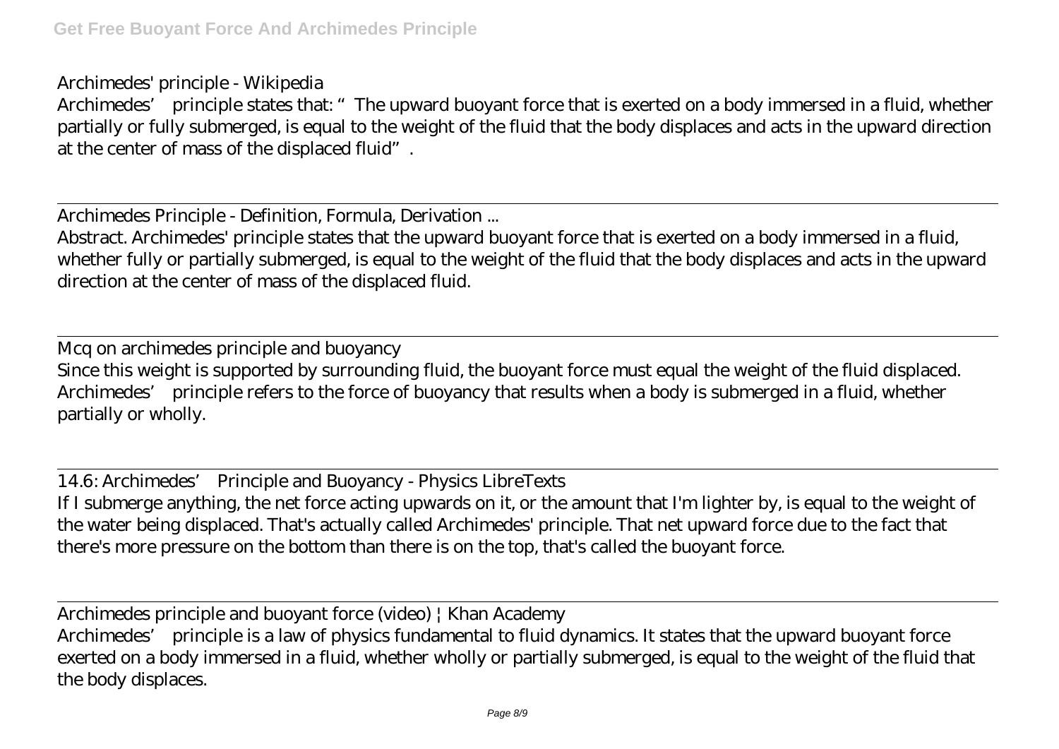Archimedes' principle - Wikipedia

Archimedes' principle states that: "The upward buoyant force that is exerted on a body immersed in a fluid, whether partially or fully submerged, is equal to the weight of the fluid that the body displaces and acts in the upward direction at the center of mass of the displaced fluid".

---

Archimedes Principle - Definition, Formula, Derivation ...

Abstract. Archimedes' principle states that the upward buoyant force that is exerted on a body immersed in a fluid, whether fully or partially submerged, is equal to the weight of the fluid that the body displaces and acts in the upward direction at the center of mass of the displaced fluid.

---

Mcq on archimedes principle and buoyancy

Since this weight is supported by surrounding fluid, the buoyant force must equal the weight of the fluid displaced. Archimedes' principle refers to the force of buoyancy that results when a body is submerged in a fluid, whether partially or wholly.

---

14.6: Archimedes' Principle and Buoyancy - Physics LibreTexts

If I submerge anything, the net force acting upwards on it, or the amount that I'm lighter by, is equal to the weight of the water being displaced. That's actually called Archimedes' principle. That net upward force due to the fact that there's more pressure on the bottom than there is on the top, that's called the buoyant force.

---

Archimedes principle and buoyant force (video) | Khan Academy

Archimedes' principle is a law of physics fundamental to fluid dynamics. It states that the upward buoyant force exerted on a body immersed in a fluid, whether wholly or partially submerged, is equal to the weight of the fluid that the body displaces.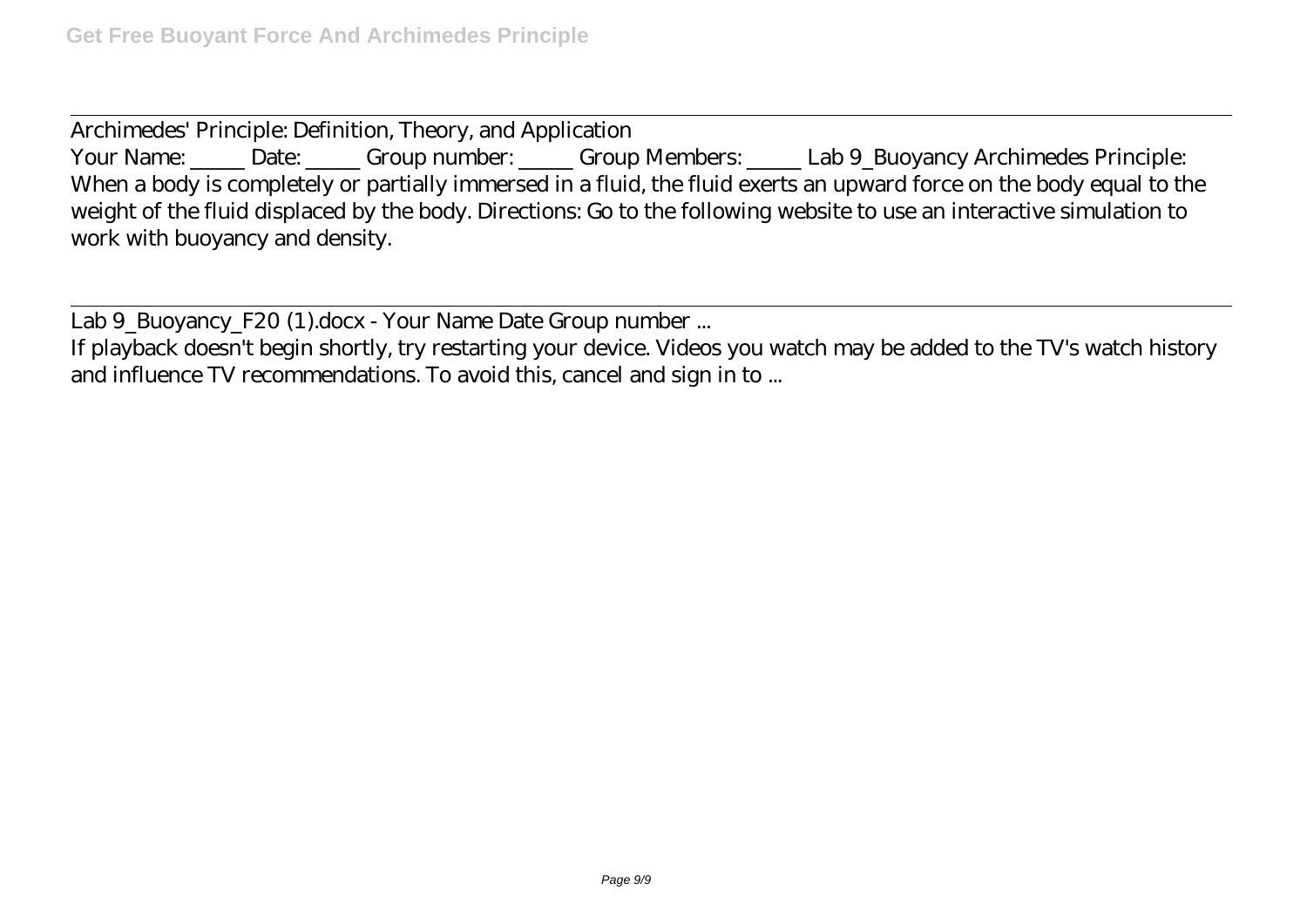Archimedes' Principle: Definition, Theory, and Application

Your Name: _____ Date: _____ Group number: _____ Group Members: _____ Lab 9_Buoyancy Archimedes Principle: When a body is completely or partially immersed in a fluid, the fluid exerts an upward force on the body equal to the weight of the fluid displaced by the body. Directions: Go to the following website to use an interactive simulation to work with buoyancy and density.

Lab 9_Buoyancy_F20 (1).docx - Your Name Date Group number ...

If playback doesn't begin shortly, try restarting your device. Videos you watch may be added to the TV's watch history and influence TV recommendations. To avoid this, cancel and sign in to ...